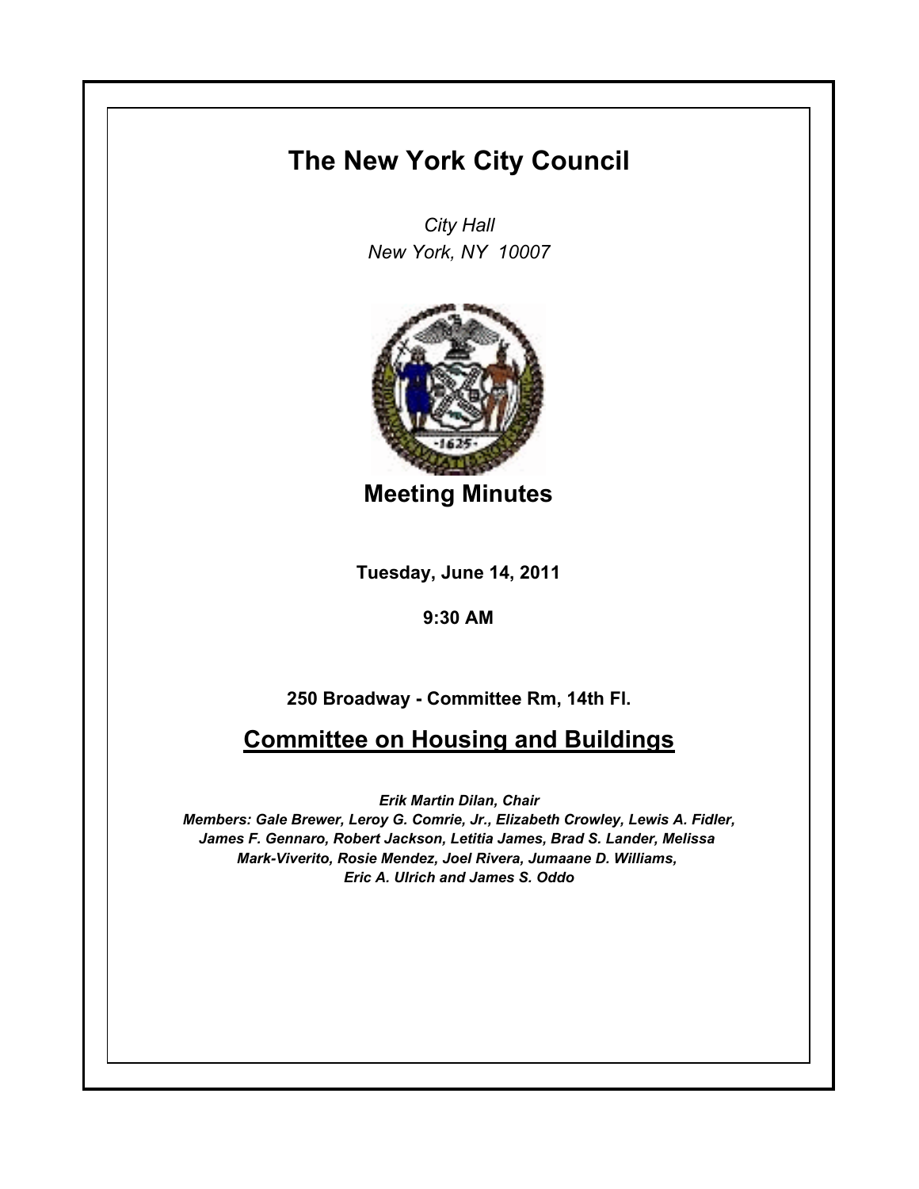# The New York City Council

*City Hall*
*New York, NY 10007*

## Meeting Minutes

**Tuesday, June 14, 2011**

**9:30 AM**

**250 Broadway - Committee Rm, 14th Fl.**

## Committee on Housing and Buildings

***Erik Martin Dilan, Chair***
***Members: Gale Brewer, Leroy G. Comrie, Jr., Elizabeth Crowley, Lewis A. Fidler, James F. Gennaro, Robert Jackson, Letitia James, Brad S. Lander, Melissa Mark-Viverito, Rosie Mendez, Joel Rivera, Jumaane D. Williams, Eric A. Ulrich and James S. Oddo***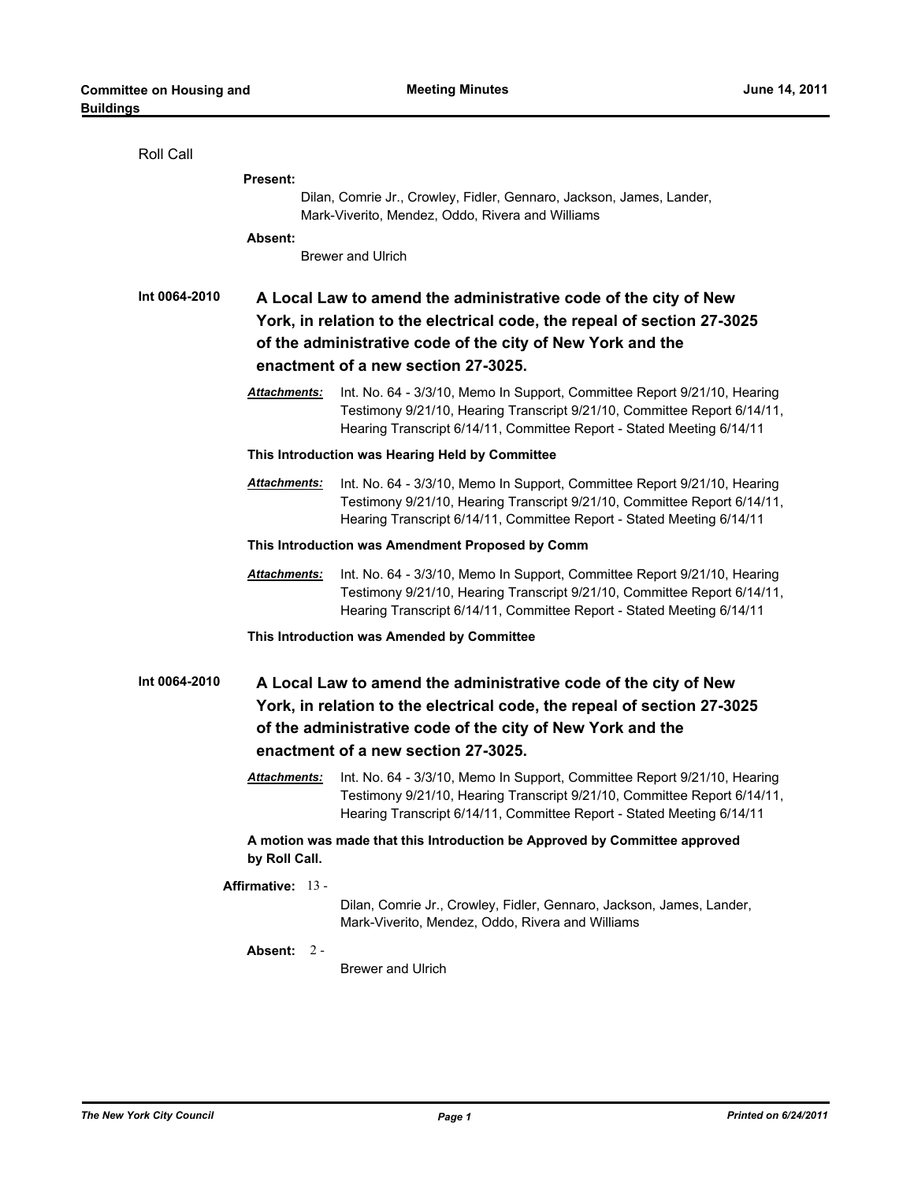Roll Call

**Present:**

Dilan, Comrie Jr., Crowley, Fidler, Gennaro, Jackson, James, Lander, Mark-Viverito, Mendez, Oddo, Rivera and Williams

**Absent:**

Brewer and Ulrich

**Int 0064-2010** **A Local Law to amend the administrative code of the city of New York, in relation to the electrical code, the repeal of section 27-3025 of the administrative code of the city of New York and the enactment of a new section 27-3025.**

***Attachments:*** Int. No. 64 - 3/3/10, Memo In Support, Committee Report 9/21/10, Hearing Testimony 9/21/10, Hearing Transcript 9/21/10, Committee Report 6/14/11, Hearing Transcript 6/14/11, Committee Report - Stated Meeting 6/14/11

**This Introduction was Hearing Held by Committee**

***Attachments:*** Int. No. 64 - 3/3/10, Memo In Support, Committee Report 9/21/10, Hearing Testimony 9/21/10, Hearing Transcript 9/21/10, Committee Report 6/14/11, Hearing Transcript 6/14/11, Committee Report - Stated Meeting 6/14/11

**This Introduction was Amendment Proposed by Comm**

***Attachments:*** Int. No. 64 - 3/3/10, Memo In Support, Committee Report 9/21/10, Hearing Testimony 9/21/10, Hearing Transcript 9/21/10, Committee Report 6/14/11, Hearing Transcript 6/14/11, Committee Report - Stated Meeting 6/14/11

**This Introduction was Amended by Committee**

**Int 0064-2010** **A Local Law to amend the administrative code of the city of New York, in relation to the electrical code, the repeal of section 27-3025 of the administrative code of the city of New York and the enactment of a new section 27-3025.**

***Attachments:*** Int. No. 64 - 3/3/10, Memo In Support, Committee Report 9/21/10, Hearing Testimony 9/21/10, Hearing Transcript 9/21/10, Committee Report 6/14/11, Hearing Transcript 6/14/11, Committee Report - Stated Meeting 6/14/11

**A motion was made that this Introduction be Approved by Committee approved by Roll Call.**

**Affirmative:** 13 -

Dilan, Comrie Jr., Crowley, Fidler, Gennaro, Jackson, James, Lander, Mark-Viverito, Mendez, Oddo, Rivera and Williams

**Absent:** 2 -

Brewer and Ulrich